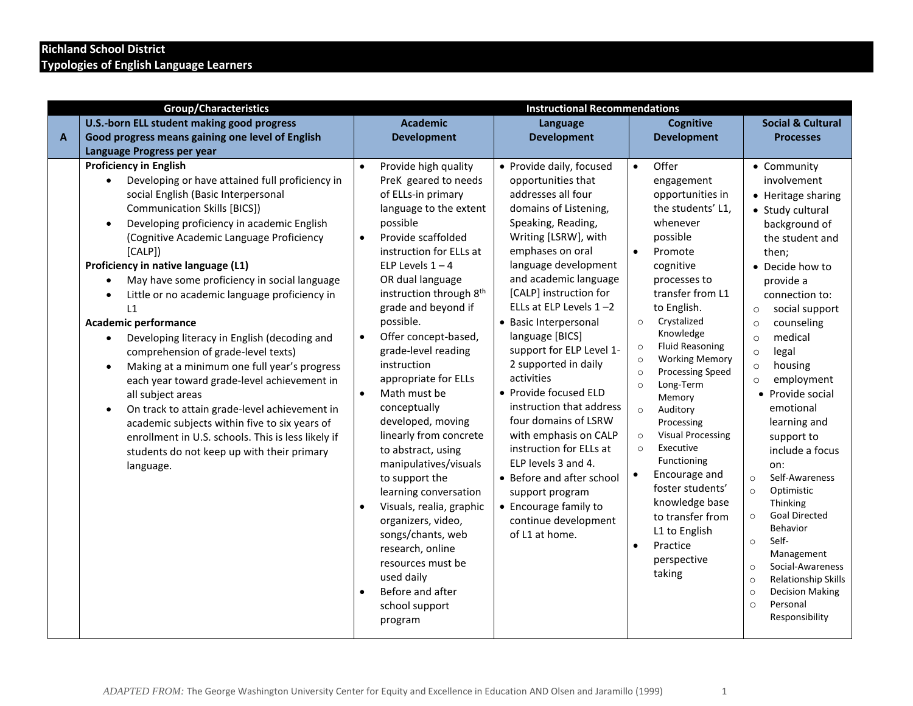**Richland School District**
**Typologies of English Language Learners**

| | Group/Characteristics | Instructional Recommendations | | | |
|---|---|---|---|---|---|
| **A** | **U.S.-born ELL student making good progress<br>Good progress means gaining one level of English Language Progress per year** | **Academic Development** | **Language Development** | **Cognitive Development** | **Social & Cultural Processes** |
| | **Proficiency in English**<br>• Developing or have attained full proficiency in social English (Basic Interpersonal Communication Skills [BICS])<br>• Developing proficiency in academic English (Cognitive Academic Language Proficiency [CALP])<br>**Proficiency in native language (L1)**<br>• May have some proficiency in social language<br>• Little or no academic language proficiency in L1<br>**Academic performance**<br>• Developing literacy in English (decoding and comprehension of grade-level texts)<br>• Making at a minimum one full year's progress each year toward grade-level achievement in all subject areas<br>• On track to attain grade-level achievement in academic subjects within five to six years of enrollment in U.S. schools. This is less likely if students do not keep up with their primary language. | • Provide high quality PreK geared to needs of ELLs-in primary language to the extent possible<br>• Provide scaffolded instruction for ELLs at ELP Levels 1 – 4 OR dual language instruction through 8th grade and beyond if possible.<br>• Offer concept-based, grade-level reading instruction appropriate for ELLs<br>• Math must be conceptually developed, moving linearly from concrete to abstract, using manipulatives/visuals to support the learning conversation<br>• Visuals, realia, graphic organizers, video, songs/chants, web research, online resources must be used daily<br>• Before and after school support program | • Provide daily, focused opportunities that addresses all four domains of Listening, Speaking, Reading, Writing [LSRW], with emphases on oral language development and academic language [CALP] instruction for ELLs at ELP Levels 1 –2<br>• Basic Interpersonal language [BICS] support for ELP Level 1-2 supported in daily activities<br>• Provide focused ELD instruction that address four domains of LSRW with emphasis on CALP instruction for ELLs at ELP levels 3 and 4.<br>• Before and after school support program<br>• Encourage family to continue development of L1 at home. | • Offer engagement opportunities in the students' L1, whenever possible<br>• Promote cognitive processes to transfer from L1 to English.<br>○ Crystalized Knowledge<br>○ Fluid Reasoning<br>○ Working Memory<br>○ Processing Speed<br>○ Long-Term Memory<br>○ Auditory Processing<br>○ Visual Processing<br>○ Executive Functioning<br>• Encourage and foster students' knowledge base to transfer from L1 to English<br>• Practice perspective taking | • Community involvement<br>• Heritage sharing<br>• Study cultural background of the student and then;<br>• Decide how to provide a connection to:<br>○ social support<br>○ counseling<br>○ medical<br>○ legal<br>○ housing<br>○ employment<br>• Provide social emotional learning and support to include a focus on:<br>○ Self-Awareness<br>○ Optimistic Thinking<br>○ Goal Directed Behavior<br>○ Self-Management<br>○ Social-Awareness<br>○ Relationship Skills<br>○ Decision Making<br>○ Personal Responsibility |

*ADAPTED FROM:* The George Washington University Center for Equity and Excellence in Education AND Olsen and Jaramillo (1999)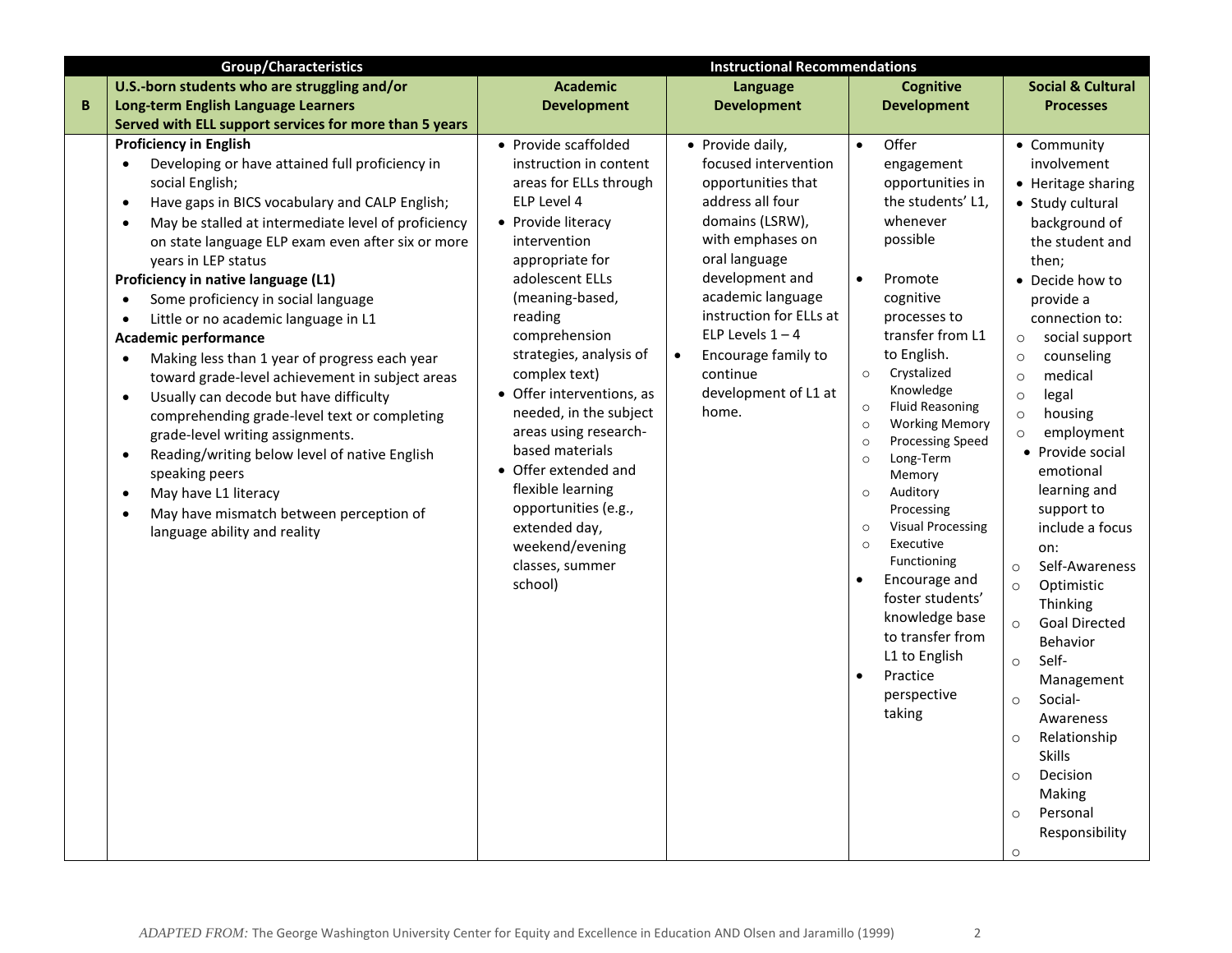| | Group/Characteristics | Instructional Recommendations | | | |
|---|---|---|---|---|---|
| **B** | **U.S.-born students who are struggling and/or Long-term English Language Learners Served with ELL support services for more than 5 years** | **Academic Development** | **Language Development** | **Cognitive Development** | **Social & Cultural Processes** |
| | **Proficiency in English**<br>• Developing or have attained full proficiency in social English;<br>• Have gaps in BICS vocabulary and CALP English;<br>• May be stalled at intermediate level of proficiency on state language ELP exam even after six or more years in LEP status<br>**Proficiency in native language (L1)**<br>• Some proficiency in social language<br>• Little or no academic language in L1<br>**Academic performance**<br>• Making less than 1 year of progress each year toward grade-level achievement in subject areas<br>• Usually can decode but have difficulty comprehending grade-level text or completing grade-level writing assignments.<br>• Reading/writing below level of native English speaking peers<br>• May have L1 literacy<br>• May have mismatch between perception of language ability and reality | • Provide scaffolded instruction in content areas for ELLs through ELP Level 4<br>• Provide literacy intervention appropriate for adolescent ELLs (meaning-based, reading comprehension strategies, analysis of complex text)<br>• Offer interventions, as needed, in the subject areas using research-based materials<br>• Offer extended and flexible learning opportunities (e.g., extended day, weekend/evening classes, summer school) | • Provide daily, focused intervention opportunities that address all four domains (LSRW), with emphases on oral language development and academic language instruction for ELLs at ELP Levels 1 – 4<br>• Encourage family to continue development of L1 at home. | • Offer engagement opportunities in the students' L1, whenever possible<br>• Promote cognitive processes to transfer from L1 to English.<br>○ Crystalized Knowledge<br>○ Fluid Reasoning<br>○ Working Memory<br>○ Processing Speed<br>○ Long-Term Memory<br>○ Auditory Processing<br>○ Visual Processing<br>○ Executive Functioning<br>• Encourage and foster students' knowledge base to transfer from L1 to English<br>• Practice perspective taking | • Community involvement<br>• Heritage sharing<br>• Study cultural background of the student and then;<br>• Decide how to provide a connection to:<br>○ social support<br>○ counseling<br>○ medical<br>○ legal<br>○ housing<br>○ employment<br>• Provide social emotional learning and support to include a focus on:<br>○ Self-Awareness<br>○ Optimistic Thinking<br>○ Goal Directed Behavior<br>○ Self-Management<br>○ Social-Awareness<br>○ Relationship Skills<br>○ Decision Making<br>○ Personal Responsibility<br>○ |

*ADAPTED FROM:* The George Washington University Center for Equity and Excellence in Education AND Olsen and Jaramillo (1999)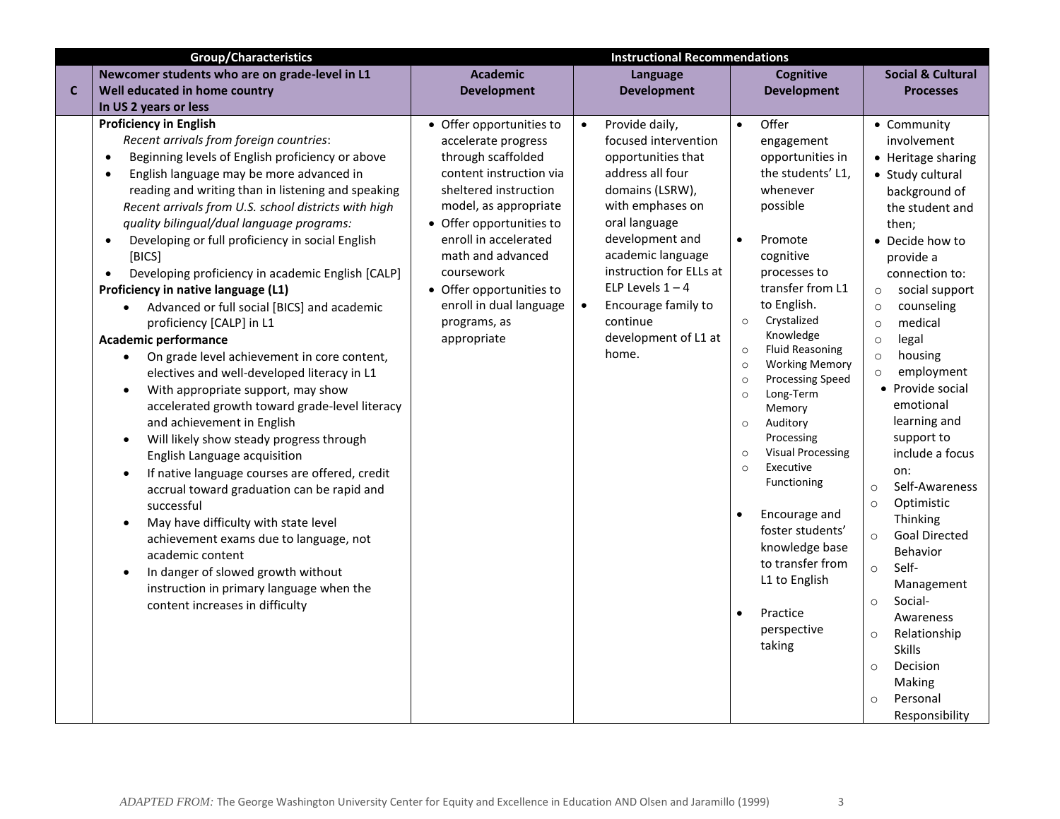| | Group/Characteristics | Instructional Recommendations | | | |
|---|---|---|---|---|---|
| **C** | **Newcomer students who are on grade-level in L1**<br>**Well educated in home country**<br>**In US 2 years or less** | **Academic Development** | **Language Development** | **Cognitive Development** | **Social & Cultural Processes** |
| | **Proficiency in English**<br>*Recent arrivals from foreign countries*:<br>• Beginning levels of English proficiency or above<br>• English language may be more advanced in reading and writing than in listening and speaking<br>*Recent arrivals from U.S. school districts with high quality bilingual/dual language programs:*<br>• Developing or full proficiency in social English [BICS]<br>• Developing proficiency in academic English [CALP]<br>**Proficiency in native language (L1)**<br>• Advanced or full social [BICS] and academic proficiency [CALP] in L1<br>**Academic performance**<br>• On grade level achievement in core content, electives and well-developed literacy in L1<br>• With appropriate support, may show accelerated growth toward grade-level literacy and achievement in English<br>• Will likely show steady progress through English Language acquisition<br>• If native language courses are offered, credit accrual toward graduation can be rapid and successful<br>• May have difficulty with state level achievement exams due to language, not academic content<br>• In danger of slowed growth without instruction in primary language when the content increases in difficulty | • Offer opportunities to accelerate progress through scaffolded content instruction via sheltered instruction model, as appropriate<br>• Offer opportunities to enroll in accelerated math and advanced coursework<br>• Offer opportunities to enroll in dual language programs, as appropriate | • Provide daily, focused intervention opportunities that address all four domains (LSRW), with emphases on oral language development and academic language instruction for ELLs at ELP Levels 1 – 4<br>• Encourage family to continue development of L1 at home. | • Offer engagement opportunities in the students' L1, whenever possible<br>• Promote cognitive processes to transfer from L1 to English.<br>○ Crystalized Knowledge<br>○ Fluid Reasoning<br>○ Working Memory<br>○ Processing Speed<br>○ Long-Term Memory<br>○ Auditory Processing<br>○ Visual Processing<br>○ Executive Functioning<br>• Encourage and foster students' knowledge base to transfer from L1 to English<br>• Practice perspective taking | • Community involvement<br>• Heritage sharing<br>• Study cultural background of the student and then;<br>• Decide how to provide a connection to:<br>○ social support<br>○ counseling<br>○ medical<br>○ legal<br>○ housing<br>○ employment<br>• Provide social emotional learning and support to include a focus on:<br>○ Self-Awareness<br>○ Optimistic Thinking<br>○ Goal Directed Behavior<br>○ Self-Management<br>○ Social-Awareness<br>○ Relationship Skills<br>○ Decision Making<br>○ Personal Responsibility |

*ADAPTED FROM:* The George Washington University Center for Equity and Excellence in Education AND Olsen and Jaramillo (1999)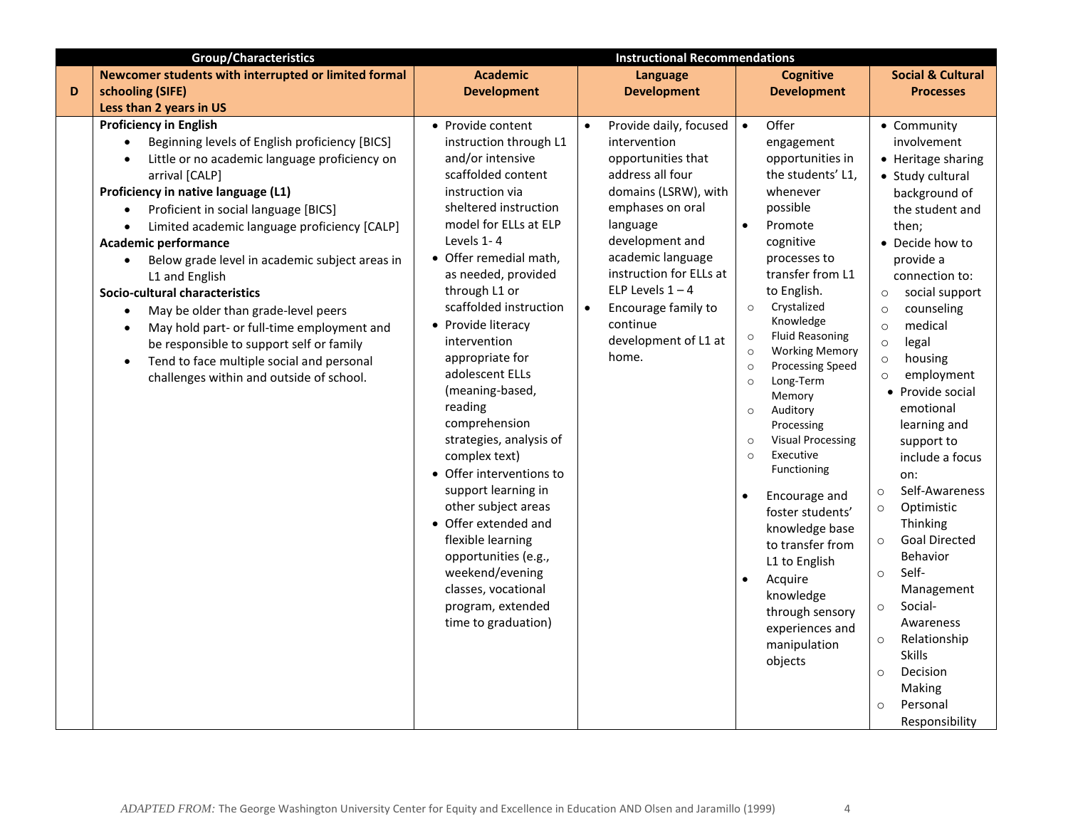| | Group/Characteristics | Instructional Recommendations | | | |
|---|---|---|---|---|---|
| **D** | **Newcomer students with interrupted or limited formal schooling (SIFE)**<br>**Less than 2 years in US** | **Academic Development** | **Language Development** | **Cognitive Development** | **Social & Cultural Processes** |
| | **Proficiency in English**<br>• Beginning levels of English proficiency [BICS]<br>• Little or no academic language proficiency on arrival [CALP]<br>**Proficiency in native language (L1)**<br>• Proficient in social language [BICS]<br>• Limited academic language proficiency [CALP]<br>**Academic performance**<br>• Below grade level in academic subject areas in L1 and English<br>**Socio-cultural characteristics**<br>• May be older than grade-level peers<br>• May hold part- or full-time employment and be responsible to support self or family<br>• Tend to face multiple social and personal challenges within and outside of school. | • Provide content instruction through L1 and/or intensive scaffolded content instruction via sheltered instruction model for ELLs at ELP Levels 1- 4<br>• Offer remedial math, as needed, provided through L1 or scaffolded instruction<br>• Provide literacy intervention appropriate for adolescent ELLs (meaning-based, reading comprehension strategies, analysis of complex text)<br>• Offer interventions to support learning in other subject areas<br>• Offer extended and flexible learning opportunities (e.g., weekend/evening classes, vocational program, extended time to graduation) | • Provide daily, focused intervention opportunities that address all four domains (LSRW), with emphases on oral language development and academic language instruction for ELLs at ELP Levels 1 – 4<br>• Encourage family to continue development of L1 at home. | • Offer engagement opportunities in the students' L1, whenever possible<br>• Promote cognitive processes to transfer from L1 to English.<br>○ Crystalized Knowledge<br>○ Fluid Reasoning<br>○ Working Memory<br>○ Processing Speed<br>○ Long-Term Memory<br>○ Auditory Processing<br>○ Visual Processing<br>○ Executive Functioning<br>• Encourage and foster students' knowledge base to transfer from L1 to English<br>• Acquire knowledge through sensory experiences and manipulation objects | • Community involvement<br>• Heritage sharing<br>• Study cultural background of the student and then;<br>• Decide how to provide a connection to:<br>○ social support<br>○ counseling<br>○ medical<br>○ legal<br>○ housing<br>○ employment<br>• Provide social emotional learning and support to include a focus on:<br>○ Self-Awareness<br>○ Optimistic Thinking<br>○ Goal Directed Behavior<br>○ Self-Management<br>○ Social-Awareness<br>○ Relationship Skills<br>○ Decision Making<br>○ Personal Responsibility |

*ADAPTED FROM:* The George Washington University Center for Equity and Excellence in Education AND Olsen and Jaramillo (1999)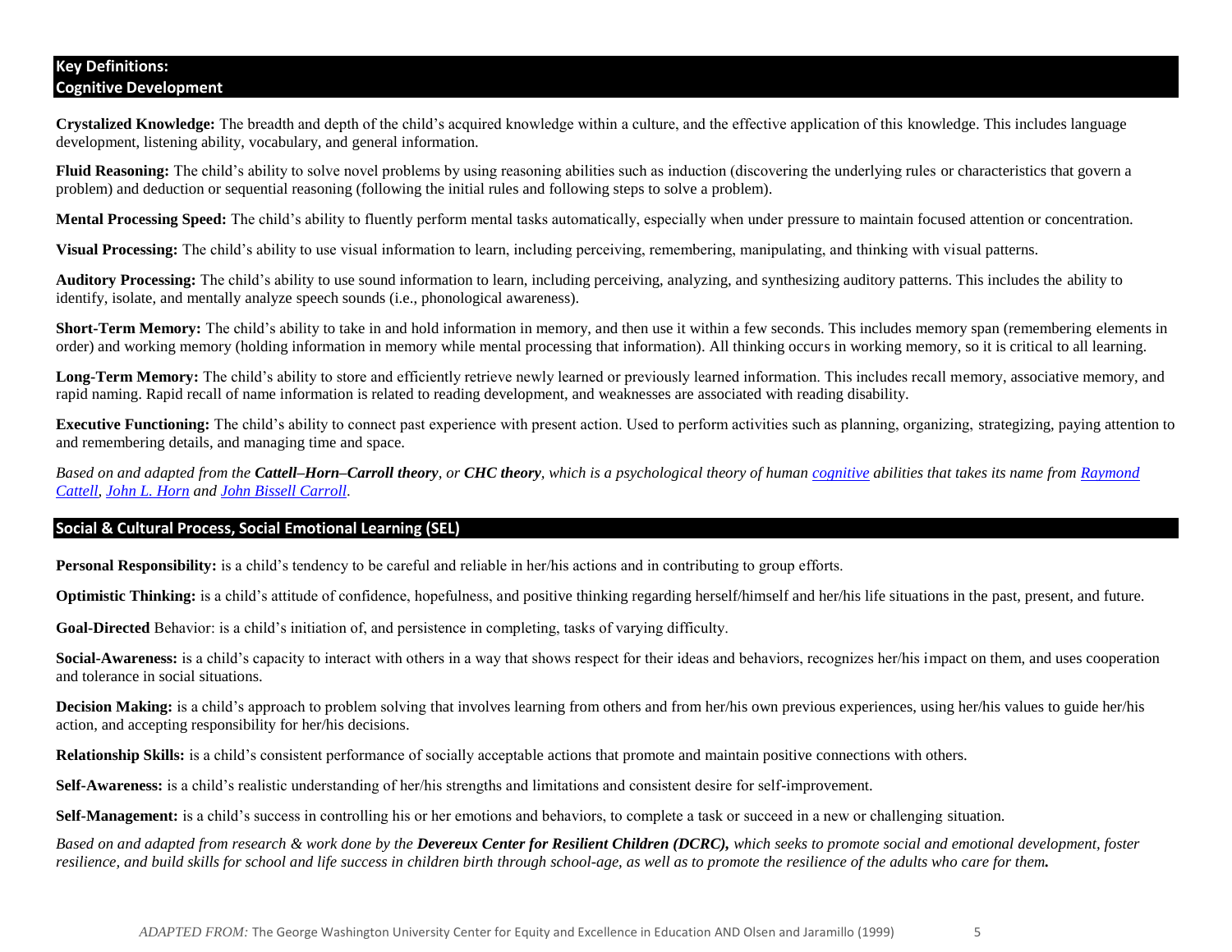## Key Definitions:
## Cognitive Development

**Crystalized Knowledge:** The breadth and depth of the child's acquired knowledge within a culture, and the effective application of this knowledge. This includes language development, listening ability, vocabulary, and general information.

**Fluid Reasoning:** The child's ability to solve novel problems by using reasoning abilities such as induction (discovering the underlying rules or characteristics that govern a problem) and deduction or sequential reasoning (following the initial rules and following steps to solve a problem).

**Mental Processing Speed:** The child's ability to fluently perform mental tasks automatically, especially when under pressure to maintain focused attention or concentration.

**Visual Processing:** The child's ability to use visual information to learn, including perceiving, remembering, manipulating, and thinking with visual patterns.

**Auditory Processing:** The child's ability to use sound information to learn, including perceiving, analyzing, and synthesizing auditory patterns. This includes the ability to identify, isolate, and mentally analyze speech sounds (i.e., phonological awareness).

**Short-Term Memory:** The child's ability to take in and hold information in memory, and then use it within a few seconds. This includes memory span (remembering elements in order) and working memory (holding information in memory while mental processing that information). All thinking occurs in working memory, so it is critical to all learning.

**Long-Term Memory:** The child's ability to store and efficiently retrieve newly learned or previously learned information. This includes recall memory, associative memory, and rapid naming. Rapid recall of name information is related to reading development, and weaknesses are associated with reading disability.

**Executive Functioning:** The child's ability to connect past experience with present action. Used to perform activities such as planning, organizing, strategizing, paying attention to and remembering details, and managing time and space.

*Based on and adapted from the **Cattell–Horn–Carroll theory**, or **CHC theory**, which is a psychological theory of human cognitive abilities that takes its name from Raymond Cattell, John L. Horn and John Bissell Carroll.*

## Social & Cultural Process, Social Emotional Learning (SEL)

**Personal Responsibility:** is a child's tendency to be careful and reliable in her/his actions and in contributing to group efforts.

**Optimistic Thinking:** is a child's attitude of confidence, hopefulness, and positive thinking regarding herself/himself and her/his life situations in the past, present, and future.

**Goal-Directed** Behavior: is a child's initiation of, and persistence in completing, tasks of varying difficulty.

**Social-Awareness:** is a child's capacity to interact with others in a way that shows respect for their ideas and behaviors, recognizes her/his impact on them, and uses cooperation and tolerance in social situations.

**Decision Making:** is a child's approach to problem solving that involves learning from others and from her/his own previous experiences, using her/his values to guide her/his action, and accepting responsibility for her/his decisions.

**Relationship Skills:** is a child's consistent performance of socially acceptable actions that promote and maintain positive connections with others.

**Self-Awareness:** is a child's realistic understanding of her/his strengths and limitations and consistent desire for self-improvement.

**Self-Management:** is a child's success in controlling his or her emotions and behaviors, to complete a task or succeed in a new or challenging situation.

*Based on and adapted from research & work done by the **Devereux Center for Resilient Children (DCRC),** which seeks to promote social and emotional development, foster resilience, and build skills for school and life success in children birth through school-age, as well as to promote the resilience of the adults who care for them.*

*ADAPTED FROM:* The George Washington University Center for Equity and Excellence in Education AND Olsen and Jaramillo (1999)